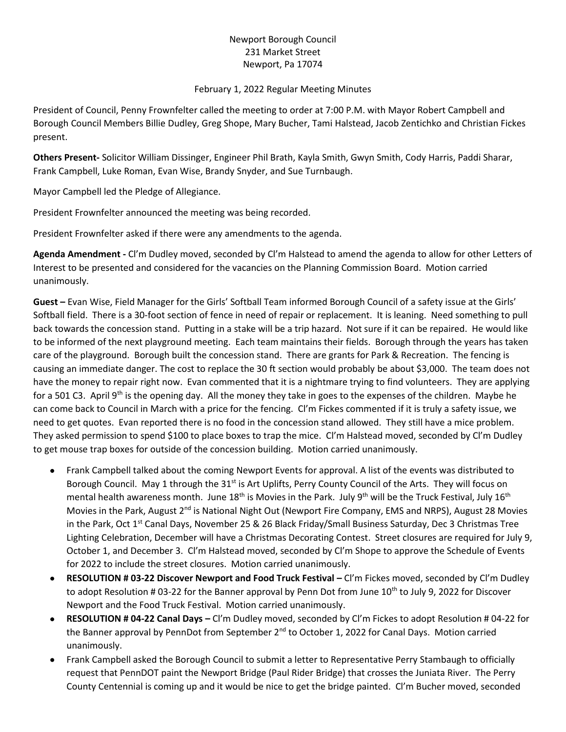Newport Borough Council
231 Market Street
Newport, Pa 17074

February 1, 2022 Regular Meeting Minutes

President of Council, Penny Frownfelter called the meeting to order at 7:00 P.M. with Mayor Robert Campbell and Borough Council Members Billie Dudley, Greg Shope, Mary Bucher, Tami Halstead, Jacob Zentichko and Christian Fickes present.

**Others Present-** Solicitor William Dissinger, Engineer Phil Brath, Kayla Smith, Gwyn Smith, Cody Harris, Paddi Sharar, Frank Campbell, Luke Roman, Evan Wise, Brandy Snyder, and Sue Turnbaugh.

Mayor Campbell led the Pledge of Allegiance.

President Frownfelter announced the meeting was being recorded.

President Frownfelter asked if there were any amendments to the agenda.

**Agenda Amendment -** Cl'm Dudley moved, seconded by Cl'm Halstead to amend the agenda to allow for other Letters of Interest to be presented and considered for the vacancies on the Planning Commission Board. Motion carried unanimously.

**Guest –** Evan Wise, Field Manager for the Girls' Softball Team informed Borough Council of a safety issue at the Girls' Softball field. There is a 30-foot section of fence in need of repair or replacement. It is leaning. Need something to pull back towards the concession stand. Putting in a stake will be a trip hazard. Not sure if it can be repaired. He would like to be informed of the next playground meeting. Each team maintains their fields. Borough through the years has taken care of the playground. Borough built the concession stand. There are grants for Park & Recreation. The fencing is causing an immediate danger. The cost to replace the 30 ft section would probably be about $3,000. The team does not have the money to repair right now. Evan commented that it is a nightmare trying to find volunteers. They are applying for a 501 C3. April 9th is the opening day. All the money they take in goes to the expenses of the children. Maybe he can come back to Council in March with a price for the fencing. Cl'm Fickes commented if it is truly a safety issue, we need to get quotes. Evan reported there is no food in the concession stand allowed. They still have a mice problem. They asked permission to spend $100 to place boxes to trap the mice. Cl'm Halstead moved, seconded by Cl'm Dudley to get mouse trap boxes for outside of the concession building. Motion carried unanimously.

- Frank Campbell talked about the coming Newport Events for approval. A list of the events was distributed to Borough Council. May 1 through the 31st is Art Uplifts, Perry County Council of the Arts. They will focus on mental health awareness month. June 18th is Movies in the Park. July 9th will be the Truck Festival, July 16th Movies in the Park, August 2nd is National Night Out (Newport Fire Company, EMS and NRPS), August 28 Movies in the Park, Oct 1st Canal Days, November 25 & 26 Black Friday/Small Business Saturday, Dec 3 Christmas Tree Lighting Celebration, December will have a Christmas Decorating Contest. Street closures are required for July 9, October 1, and December 3. Cl'm Halstead moved, seconded by Cl'm Shope to approve the Schedule of Events for 2022 to include the street closures. Motion carried unanimously.
- **RESOLUTION # 03-22 Discover Newport and Food Truck Festival –** Cl'm Fickes moved, seconded by Cl'm Dudley to adopt Resolution # 03-22 for the Banner approval by Penn Dot from June 10th to July 9, 2022 for Discover Newport and the Food Truck Festival. Motion carried unanimously.
- **RESOLUTION # 04-22 Canal Days –** Cl'm Dudley moved, seconded by Cl'm Fickes to adopt Resolution # 04-22 for the Banner approval by PennDot from September 2nd to October 1, 2022 for Canal Days. Motion carried unanimously.
- Frank Campbell asked the Borough Council to submit a letter to Representative Perry Stambaugh to officially request that PennDOT paint the Newport Bridge (Paul Rider Bridge) that crosses the Juniata River. The Perry County Centennial is coming up and it would be nice to get the bridge painted. Cl'm Bucher moved, seconded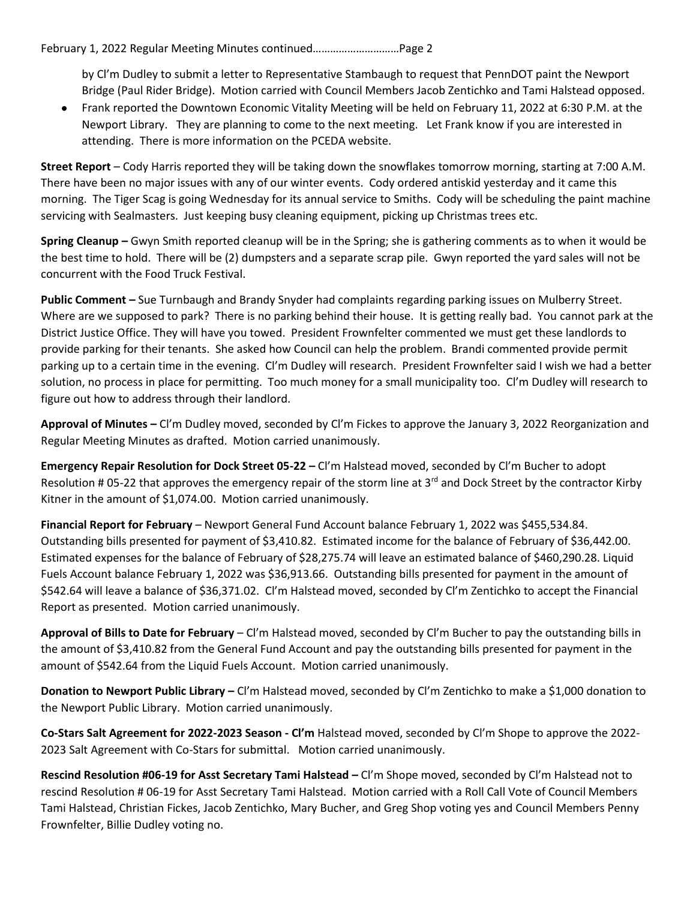by Cl'm Dudley to submit a letter to Representative Stambaugh to request that PennDOT paint the Newport Bridge (Paul Rider Bridge). Motion carried with Council Members Jacob Zentichko and Tami Halstead opposed.

- Frank reported the Downtown Economic Vitality Meeting will be held on February 11, 2022 at 6:30 P.M. at the Newport Library. They are planning to come to the next meeting. Let Frank know if you are interested in attending. There is more information on the PCEDA website.

**Street Report** – Cody Harris reported they will be taking down the snowflakes tomorrow morning, starting at 7:00 A.M. There have been no major issues with any of our winter events. Cody ordered antiskid yesterday and it came this morning. The Tiger Scag is going Wednesday for its annual service to Smiths. Cody will be scheduling the paint machine servicing with Sealmasters. Just keeping busy cleaning equipment, picking up Christmas trees etc.

**Spring Cleanup –** Gwyn Smith reported cleanup will be in the Spring; she is gathering comments as to when it would be the best time to hold. There will be (2) dumpsters and a separate scrap pile. Gwyn reported the yard sales will not be concurrent with the Food Truck Festival.

**Public Comment –** Sue Turnbaugh and Brandy Snyder had complaints regarding parking issues on Mulberry Street. Where are we supposed to park? There is no parking behind their house. It is getting really bad. You cannot park at the District Justice Office. They will have you towed. President Frownfelter commented we must get these landlords to provide parking for their tenants. She asked how Council can help the problem. Brandi commented provide permit parking up to a certain time in the evening. Cl'm Dudley will research. President Frownfelter said I wish we had a better solution, no process in place for permitting. Too much money for a small municipality too. Cl'm Dudley will research to figure out how to address through their landlord.

**Approval of Minutes –** Cl'm Dudley moved, seconded by Cl'm Fickes to approve the January 3, 2022 Reorganization and Regular Meeting Minutes as drafted. Motion carried unanimously.

**Emergency Repair Resolution for Dock Street 05-22 –** Cl'm Halstead moved, seconded by Cl'm Bucher to adopt Resolution # 05-22 that approves the emergency repair of the storm line at 3rd and Dock Street by the contractor Kirby Kitner in the amount of $1,074.00. Motion carried unanimously.

**Financial Report for February** – Newport General Fund Account balance February 1, 2022 was $455,534.84. Outstanding bills presented for payment of $3,410.82. Estimated income for the balance of February of $36,442.00. Estimated expenses for the balance of February of $28,275.74 will leave an estimated balance of $460,290.28. Liquid Fuels Account balance February 1, 2022 was $36,913.66. Outstanding bills presented for payment in the amount of $542.64 will leave a balance of $36,371.02. Cl'm Halstead moved, seconded by Cl'm Zentichko to accept the Financial Report as presented. Motion carried unanimously.

**Approval of Bills to Date for February** – Cl'm Halstead moved, seconded by Cl'm Bucher to pay the outstanding bills in the amount of $3,410.82 from the General Fund Account and pay the outstanding bills presented for payment in the amount of $542.64 from the Liquid Fuels Account. Motion carried unanimously.

**Donation to Newport Public Library –** Cl'm Halstead moved, seconded by Cl'm Zentichko to make a $1,000 donation to the Newport Public Library. Motion carried unanimously.

**Co-Stars Salt Agreement for 2022-2023 Season - Cl'm** Halstead moved, seconded by Cl'm Shope to approve the 2022-2023 Salt Agreement with Co-Stars for submittal. Motion carried unanimously.

**Rescind Resolution #06-19 for Asst Secretary Tami Halstead –** Cl'm Shope moved, seconded by Cl'm Halstead not to rescind Resolution # 06-19 for Asst Secretary Tami Halstead. Motion carried with a Roll Call Vote of Council Members Tami Halstead, Christian Fickes, Jacob Zentichko, Mary Bucher, and Greg Shop voting yes and Council Members Penny Frownfelter, Billie Dudley voting no.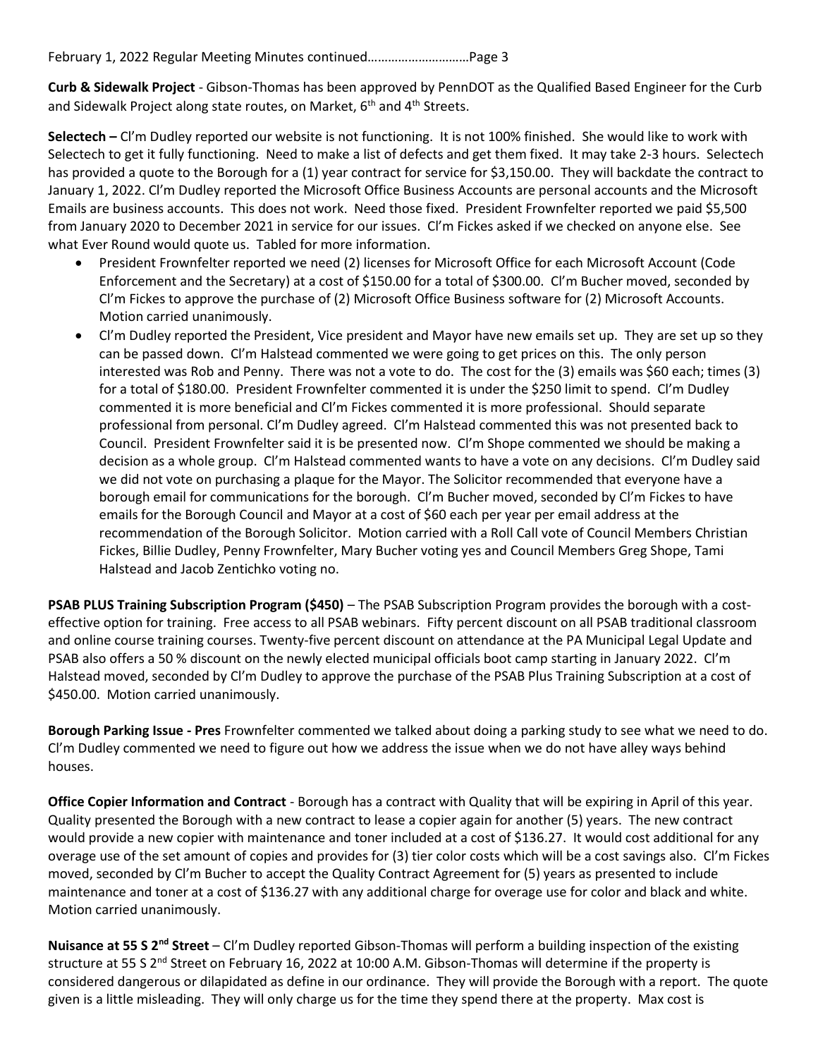**Curb & Sidewalk Project** - Gibson-Thomas has been approved by PennDOT as the Qualified Based Engineer for the Curb and Sidewalk Project along state routes, on Market, 6th and 4th Streets.

**Selectech –** Cl'm Dudley reported our website is not functioning. It is not 100% finished. She would like to work with Selectech to get it fully functioning. Need to make a list of defects and get them fixed. It may take 2-3 hours. Selectech has provided a quote to the Borough for a (1) year contract for service for $3,150.00. They will backdate the contract to January 1, 2022. Cl'm Dudley reported the Microsoft Office Business Accounts are personal accounts and the Microsoft Emails are business accounts. This does not work. Need those fixed. President Frownfelter reported we paid $5,500 from January 2020 to December 2021 in service for our issues. Cl'm Fickes asked if we checked on anyone else. See what Ever Round would quote us. Tabled for more information.

- President Frownfelter reported we need (2) licenses for Microsoft Office for each Microsoft Account (Code Enforcement and the Secretary) at a cost of $150.00 for a total of $300.00. Cl'm Bucher moved, seconded by Cl'm Fickes to approve the purchase of (2) Microsoft Office Business software for (2) Microsoft Accounts. Motion carried unanimously.
- Cl'm Dudley reported the President, Vice president and Mayor have new emails set up. They are set up so they can be passed down. Cl'm Halstead commented we were going to get prices on this. The only person interested was Rob and Penny. There was not a vote to do. The cost for the (3) emails was $60 each; times (3) for a total of $180.00. President Frownfelter commented it is under the $250 limit to spend. Cl'm Dudley commented it is more beneficial and Cl'm Fickes commented it is more professional. Should separate professional from personal. Cl'm Dudley agreed. Cl'm Halstead commented this was not presented back to Council. President Frownfelter said it is be presented now. Cl'm Shope commented we should be making a decision as a whole group. Cl'm Halstead commented wants to have a vote on any decisions. Cl'm Dudley said we did not vote on purchasing a plaque for the Mayor. The Solicitor recommended that everyone have a borough email for communications for the borough. Cl'm Bucher moved, seconded by Cl'm Fickes to have emails for the Borough Council and Mayor at a cost of $60 each per year per email address at the recommendation of the Borough Solicitor. Motion carried with a Roll Call vote of Council Members Christian Fickes, Billie Dudley, Penny Frownfelter, Mary Bucher voting yes and Council Members Greg Shope, Tami Halstead and Jacob Zentichko voting no.

**PSAB PLUS Training Subscription Program ($450)** – The PSAB Subscription Program provides the borough with a cost-effective option for training. Free access to all PSAB webinars. Fifty percent discount on all PSAB traditional classroom and online course training courses. Twenty-five percent discount on attendance at the PA Municipal Legal Update and PSAB also offers a 50 % discount on the newly elected municipal officials boot camp starting in January 2022. Cl'm Halstead moved, seconded by Cl'm Dudley to approve the purchase of the PSAB Plus Training Subscription at a cost of $450.00. Motion carried unanimously.

**Borough Parking Issue - Pres** Frownfelter commented we talked about doing a parking study to see what we need to do. Cl'm Dudley commented we need to figure out how we address the issue when we do not have alley ways behind houses.

**Office Copier Information and Contract** - Borough has a contract with Quality that will be expiring in April of this year. Quality presented the Borough with a new contract to lease a copier again for another (5) years. The new contract would provide a new copier with maintenance and toner included at a cost of $136.27. It would cost additional for any overage use of the set amount of copies and provides for (3) tier color costs which will be a cost savings also. Cl'm Fickes moved, seconded by Cl'm Bucher to accept the Quality Contract Agreement for (5) years as presented to include maintenance and toner at a cost of $136.27 with any additional charge for overage use for color and black and white. Motion carried unanimously.

**Nuisance at 55 S 2nd Street** – Cl'm Dudley reported Gibson-Thomas will perform a building inspection of the existing structure at 55 S 2nd Street on February 16, 2022 at 10:00 A.M. Gibson-Thomas will determine if the property is considered dangerous or dilapidated as define in our ordinance. They will provide the Borough with a report. The quote given is a little misleading. They will only charge us for the time they spend there at the property. Max cost is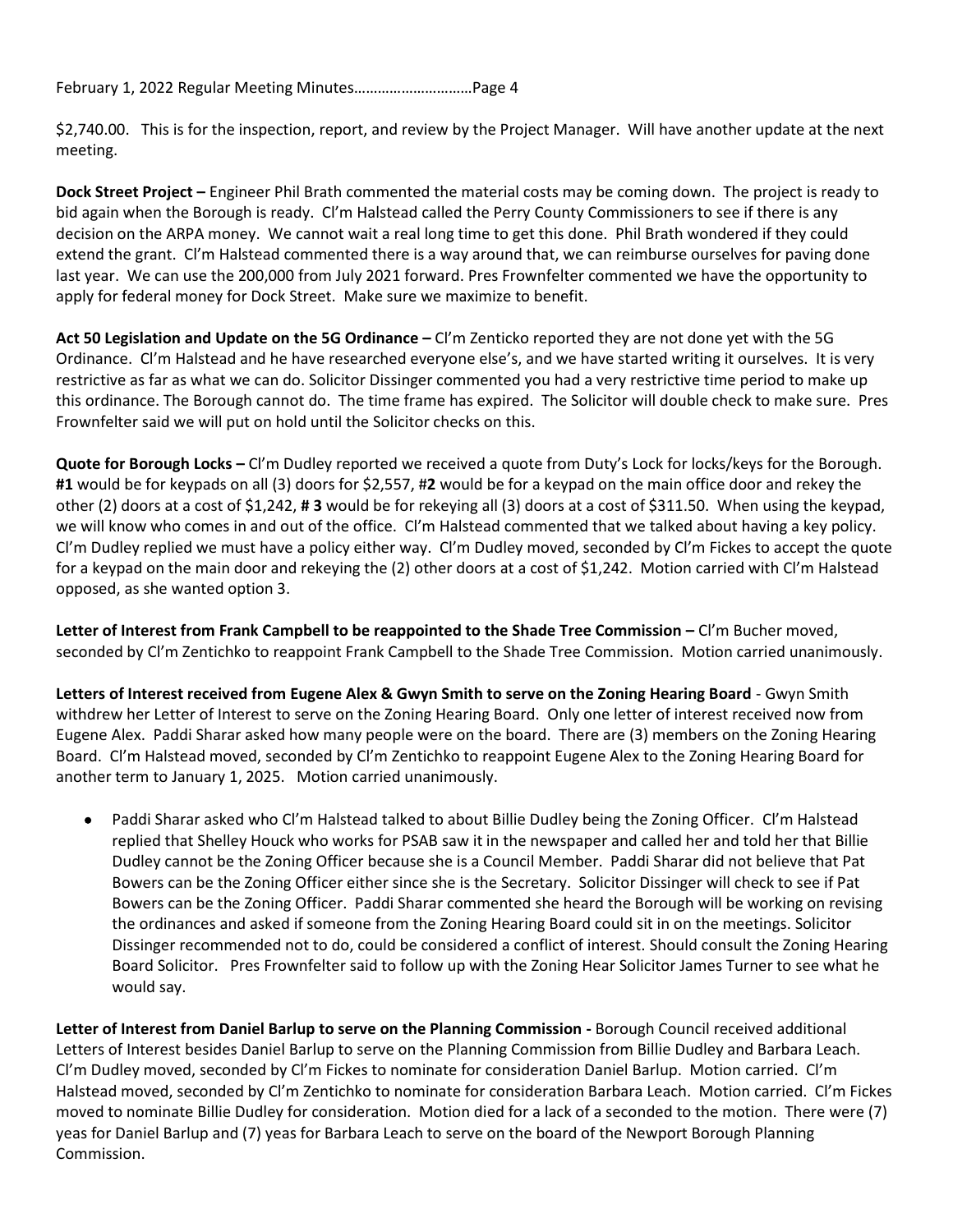$2,740.00. This is for the inspection, report, and review by the Project Manager. Will have another update at the next meeting.

**Dock Street Project –** Engineer Phil Brath commented the material costs may be coming down. The project is ready to bid again when the Borough is ready. Cl'm Halstead called the Perry County Commissioners to see if there is any decision on the ARPA money. We cannot wait a real long time to get this done. Phil Brath wondered if they could extend the grant. Cl'm Halstead commented there is a way around that, we can reimburse ourselves for paving done last year. We can use the 200,000 from July 2021 forward. Pres Frownfelter commented we have the opportunity to apply for federal money for Dock Street. Make sure we maximize to benefit.

**Act 50 Legislation and Update on the 5G Ordinance –** Cl'm Zenticko reported they are not done yet with the 5G Ordinance. Cl'm Halstead and he have researched everyone else's, and we have started writing it ourselves. It is very restrictive as far as what we can do. Solicitor Dissinger commented you had a very restrictive time period to make up this ordinance. The Borough cannot do. The time frame has expired. The Solicitor will double check to make sure. Pres Frownfelter said we will put on hold until the Solicitor checks on this.

**Quote for Borough Locks –** Cl'm Dudley reported we received a quote from Duty's Lock for locks/keys for the Borough. **#1** would be for keypads on all (3) doors for $2,557, #**2** would be for a keypad on the main office door and rekey the other (2) doors at a cost of $1,242, **# 3** would be for rekeying all (3) doors at a cost of $311.50. When using the keypad, we will know who comes in and out of the office. Cl'm Halstead commented that we talked about having a key policy. Cl'm Dudley replied we must have a policy either way. Cl'm Dudley moved, seconded by Cl'm Fickes to accept the quote for a keypad on the main door and rekeying the (2) other doors at a cost of $1,242. Motion carried with Cl'm Halstead opposed, as she wanted option 3.

**Letter of Interest from Frank Campbell to be reappointed to the Shade Tree Commission –** Cl'm Bucher moved, seconded by Cl'm Zentichko to reappoint Frank Campbell to the Shade Tree Commission. Motion carried unanimously.

**Letters of Interest received from Eugene Alex & Gwyn Smith to serve on the Zoning Hearing Board** - Gwyn Smith withdrew her Letter of Interest to serve on the Zoning Hearing Board. Only one letter of interest received now from Eugene Alex. Paddi Sharar asked how many people were on the board. There are (3) members on the Zoning Hearing Board. Cl'm Halstead moved, seconded by Cl'm Zentichko to reappoint Eugene Alex to the Zoning Hearing Board for another term to January 1, 2025. Motion carried unanimously.

- Paddi Sharar asked who Cl'm Halstead talked to about Billie Dudley being the Zoning Officer. Cl'm Halstead replied that Shelley Houck who works for PSAB saw it in the newspaper and called her and told her that Billie Dudley cannot be the Zoning Officer because she is a Council Member. Paddi Sharar did not believe that Pat Bowers can be the Zoning Officer either since she is the Secretary. Solicitor Dissinger will check to see if Pat Bowers can be the Zoning Officer. Paddi Sharar commented she heard the Borough will be working on revising the ordinances and asked if someone from the Zoning Hearing Board could sit in on the meetings. Solicitor Dissinger recommended not to do, could be considered a conflict of interest. Should consult the Zoning Hearing Board Solicitor. Pres Frownfelter said to follow up with the Zoning Hear Solicitor James Turner to see what he would say.

**Letter of Interest from Daniel Barlup to serve on the Planning Commission -** Borough Council received additional Letters of Interest besides Daniel Barlup to serve on the Planning Commission from Billie Dudley and Barbara Leach. Cl'm Dudley moved, seconded by Cl'm Fickes to nominate for consideration Daniel Barlup. Motion carried. Cl'm Halstead moved, seconded by Cl'm Zentichko to nominate for consideration Barbara Leach. Motion carried. Cl'm Fickes moved to nominate Billie Dudley for consideration. Motion died for a lack of a seconded to the motion. There were (7) yeas for Daniel Barlup and (7) yeas for Barbara Leach to serve on the board of the Newport Borough Planning Commission.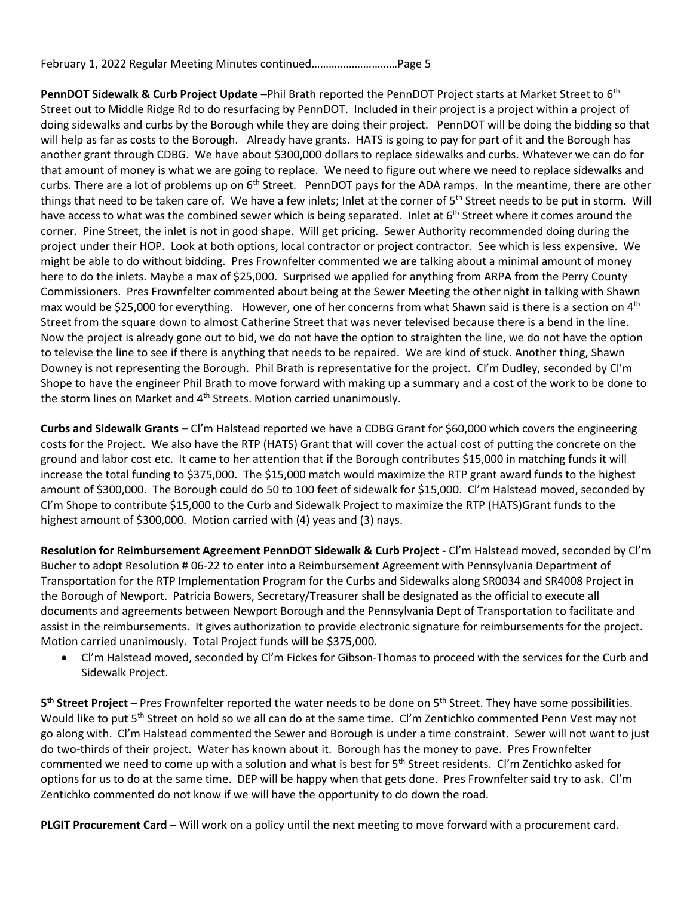**PennDOT Sidewalk & Curb Project Update –**Phil Brath reported the PennDOT Project starts at Market Street to 6th Street out to Middle Ridge Rd to do resurfacing by PennDOT. Included in their project is a project within a project of doing sidewalks and curbs by the Borough while they are doing their project. PennDOT will be doing the bidding so that will help as far as costs to the Borough. Already have grants. HATS is going to pay for part of it and the Borough has another grant through CDBG. We have about $300,000 dollars to replace sidewalks and curbs. Whatever we can do for that amount of money is what we are going to replace. We need to figure out where we need to replace sidewalks and curbs. There are a lot of problems up on 6th Street. PennDOT pays for the ADA ramps. In the meantime, there are other things that need to be taken care of. We have a few inlets; Inlet at the corner of 5th Street needs to be put in storm. Will have access to what was the combined sewer which is being separated. Inlet at 6th Street where it comes around the corner. Pine Street, the inlet is not in good shape. Will get pricing. Sewer Authority recommended doing during the project under their HOP. Look at both options, local contractor or project contractor. See which is less expensive. We might be able to do without bidding. Pres Frownfelter commented we are talking about a minimal amount of money here to do the inlets. Maybe a max of $25,000. Surprised we applied for anything from ARPA from the Perry County Commissioners. Pres Frownfelter commented about being at the Sewer Meeting the other night in talking with Shawn max would be $25,000 for everything. However, one of her concerns from what Shawn said is there is a section on 4th Street from the square down to almost Catherine Street that was never televised because there is a bend in the line. Now the project is already gone out to bid, we do not have the option to straighten the line, we do not have the option to televise the line to see if there is anything that needs to be repaired. We are kind of stuck. Another thing, Shawn Downey is not representing the Borough. Phil Brath is representative for the project. Cl'm Dudley, seconded by Cl'm Shope to have the engineer Phil Brath to move forward with making up a summary and a cost of the work to be done to the storm lines on Market and 4th Streets. Motion carried unanimously.

**Curbs and Sidewalk Grants –** Cl'm Halstead reported we have a CDBG Grant for $60,000 which covers the engineering costs for the Project. We also have the RTP (HATS) Grant that will cover the actual cost of putting the concrete on the ground and labor cost etc. It came to her attention that if the Borough contributes $15,000 in matching funds it will increase the total funding to $375,000. The $15,000 match would maximize the RTP grant award funds to the highest amount of $300,000. The Borough could do 50 to 100 feet of sidewalk for $15,000. Cl'm Halstead moved, seconded by Cl'm Shope to contribute $15,000 to the Curb and Sidewalk Project to maximize the RTP (HATS)Grant funds to the highest amount of $300,000. Motion carried with (4) yeas and (3) nays.

**Resolution for Reimbursement Agreement PennDOT Sidewalk & Curb Project -** Cl'm Halstead moved, seconded by Cl'm Bucher to adopt Resolution # 06-22 to enter into a Reimbursement Agreement with Pennsylvania Department of Transportation for the RTP Implementation Program for the Curbs and Sidewalks along SR0034 and SR4008 Project in the Borough of Newport. Patricia Bowers, Secretary/Treasurer shall be designated as the official to execute all documents and agreements between Newport Borough and the Pennsylvania Dept of Transportation to facilitate and assist in the reimbursements. It gives authorization to provide electronic signature for reimbursements for the project. Motion carried unanimously. Total Project funds will be $375,000.

- Cl'm Halstead moved, seconded by Cl'm Fickes for Gibson-Thomas to proceed with the services for the Curb and Sidewalk Project.

**5th Street Project** – Pres Frownfelter reported the water needs to be done on 5th Street. They have some possibilities. Would like to put 5th Street on hold so we all can do at the same time. Cl'm Zentichko commented Penn Vest may not go along with. Cl'm Halstead commented the Sewer and Borough is under a time constraint. Sewer will not want to just do two-thirds of their project. Water has known about it. Borough has the money to pave. Pres Frownfelter commented we need to come up with a solution and what is best for 5th Street residents. Cl'm Zentichko asked for options for us to do at the same time. DEP will be happy when that gets done. Pres Frownfelter said try to ask. Cl'm Zentichko commented do not know if we will have the opportunity to do down the road.

**PLGIT Procurement Card** – Will work on a policy until the next meeting to move forward with a procurement card.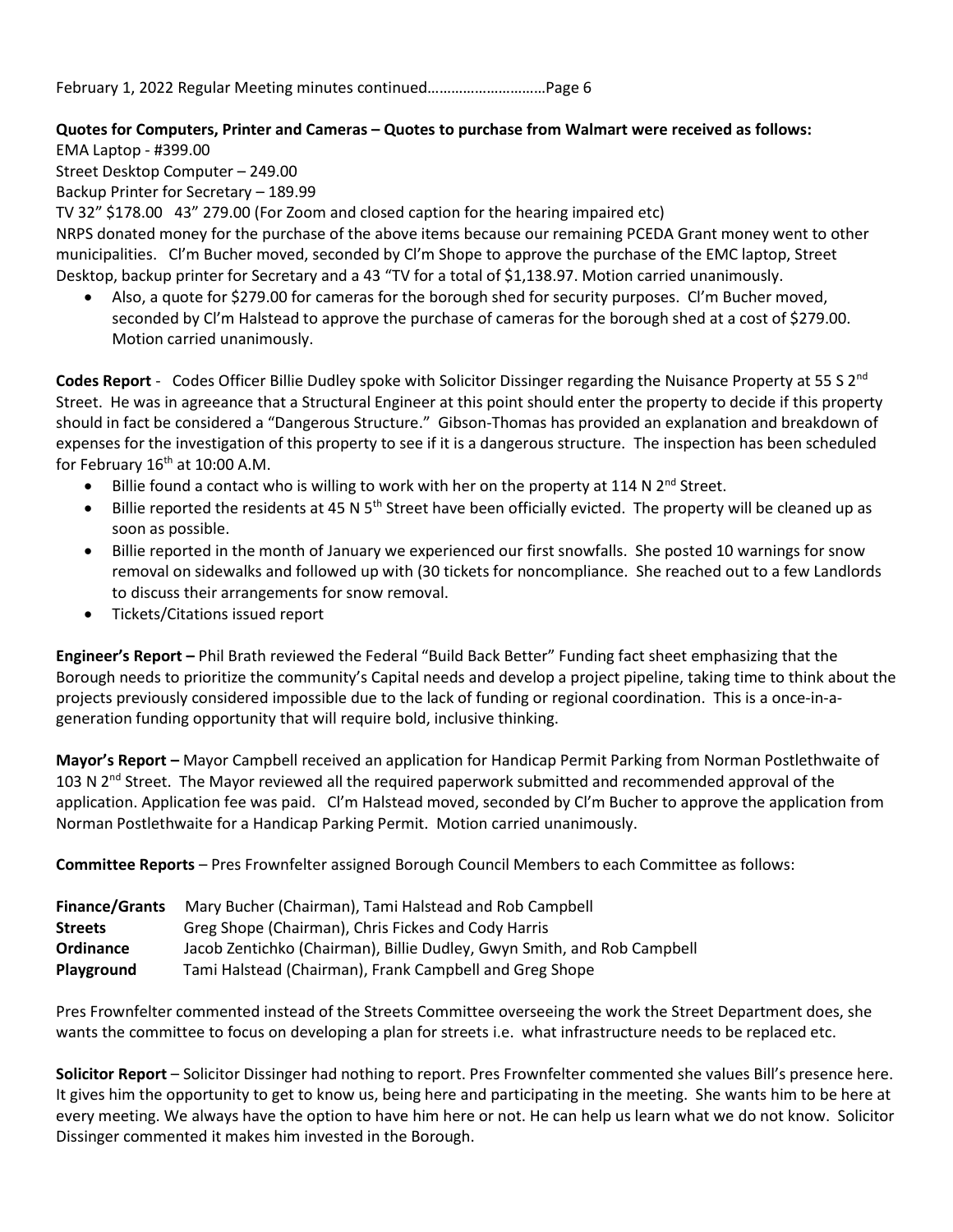February 1, 2022 Regular Meeting minutes continued……………………….Page 6

**Quotes for Computers, Printer and Cameras – Quotes to purchase from Walmart were received as follows:**

EMA Laptop - #399.00

Street Desktop Computer – 249.00

Backup Printer for Secretary – 189.99

TV 32" $178.00 43" 279.00 (For Zoom and closed caption for the hearing impaired etc)

NRPS donated money for the purchase of the above items because our remaining PCEDA Grant money went to other municipalities. Cl'm Bucher moved, seconded by Cl'm Shope to approve the purchase of the EMC laptop, Street Desktop, backup printer for Secretary and a 43 "TV for a total of $1,138.97. Motion carried unanimously.

- Also, a quote for $279.00 for cameras for the borough shed for security purposes. Cl'm Bucher moved, seconded by Cl'm Halstead to approve the purchase of cameras for the borough shed at a cost of $279.00. Motion carried unanimously.

**Codes Report** - Codes Officer Billie Dudley spoke with Solicitor Dissinger regarding the Nuisance Property at 55 S 2nd Street. He was in agreeance that a Structural Engineer at this point should enter the property to decide if this property should in fact be considered a "Dangerous Structure." Gibson-Thomas has provided an explanation and breakdown of expenses for the investigation of this property to see if it is a dangerous structure. The inspection has been scheduled for February 16th at 10:00 A.M.

- Billie found a contact who is willing to work with her on the property at 114 N 2nd Street.
- Billie reported the residents at 45 N 5th Street have been officially evicted. The property will be cleaned up as soon as possible.
- Billie reported in the month of January we experienced our first snowfalls. She posted 10 warnings for snow removal on sidewalks and followed up with (30 tickets for noncompliance. She reached out to a few Landlords to discuss their arrangements for snow removal.
- Tickets/Citations issued report

**Engineer's Report –** Phil Brath reviewed the Federal "Build Back Better" Funding fact sheet emphasizing that the Borough needs to prioritize the community's Capital needs and develop a project pipeline, taking time to think about the projects previously considered impossible due to the lack of funding or regional coordination. This is a once-in-a-generation funding opportunity that will require bold, inclusive thinking.

**Mayor's Report –** Mayor Campbell received an application for Handicap Permit Parking from Norman Postlethwaite of 103 N 2nd Street. The Mayor reviewed all the required paperwork submitted and recommended approval of the application. Application fee was paid. Cl'm Halstead moved, seconded by Cl'm Bucher to approve the application from Norman Postlethwaite for a Handicap Parking Permit. Motion carried unanimously.

**Committee Reports** – Pres Frownfelter assigned Borough Council Members to each Committee as follows:

| | |
|---|---|
| **Finance/Grants** | Mary Bucher (Chairman), Tami Halstead and Rob Campbell |
| **Streets** | Greg Shope (Chairman), Chris Fickes and Cody Harris |
| **Ordinance** | Jacob Zentichko (Chairman), Billie Dudley, Gwyn Smith, and Rob Campbell |
| **Playground** | Tami Halstead (Chairman), Frank Campbell and Greg Shope |

Pres Frownfelter commented instead of the Streets Committee overseeing the work the Street Department does, she wants the committee to focus on developing a plan for streets i.e. what infrastructure needs to be replaced etc.

**Solicitor Report** – Solicitor Dissinger had nothing to report. Pres Frownfelter commented she values Bill's presence here. It gives him the opportunity to get to know us, being here and participating in the meeting. She wants him to be here at every meeting. We always have the option to have him here or not. He can help us learn what we do not know. Solicitor Dissinger commented it makes him invested in the Borough.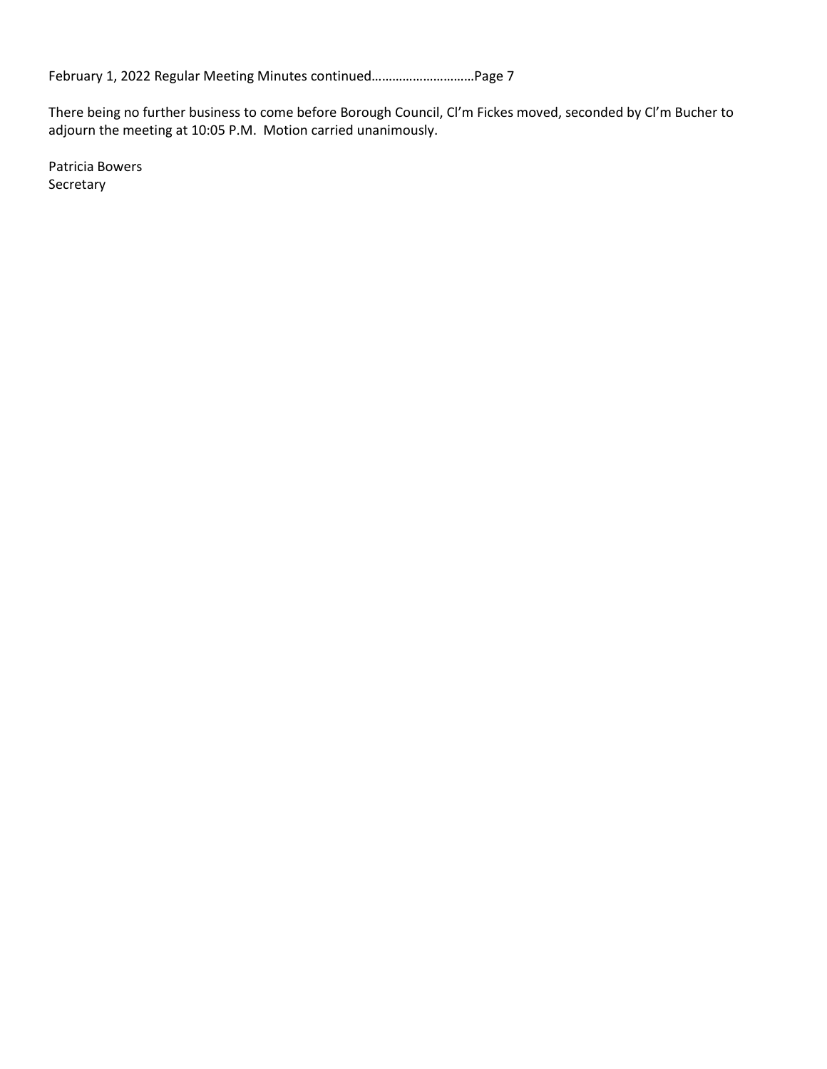There being no further business to come before Borough Council, Cl'm Fickes moved, seconded by Cl'm Bucher to adjourn the meeting at 10:05 P.M. Motion carried unanimously.

Patricia Bowers
Secretary